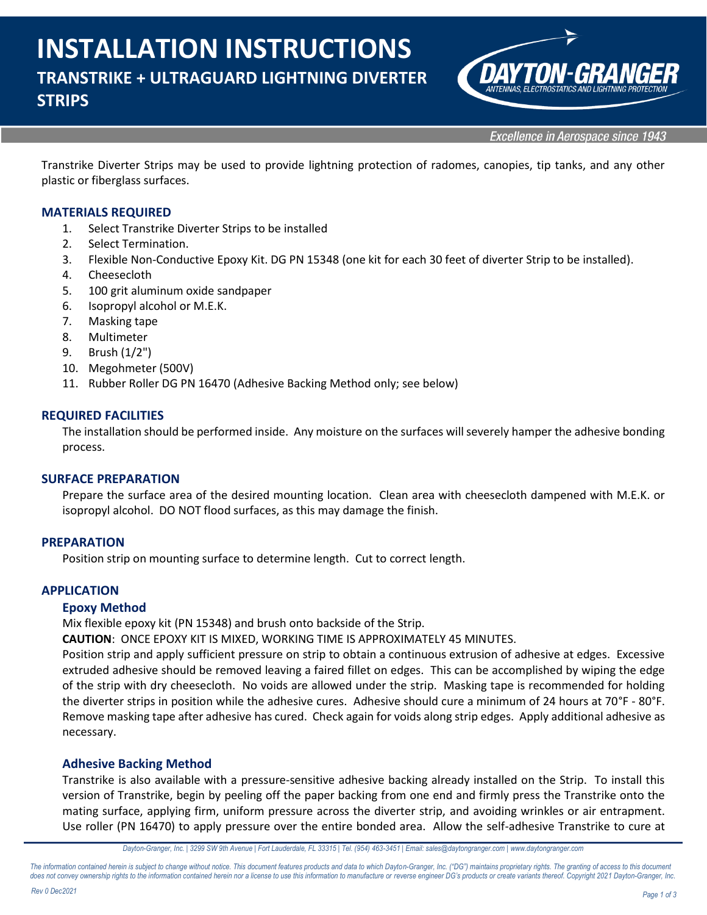# INSTALLATION INSTRUCTIONS

## TRANSTRIKE + ULTRAGUARD LIGHTNING DIVERTER STRIPS

Transtrike Diverter Strips may be used to provide lightning protection of radomes, canopies, tip tanks, and any other plastic or fiberglass surfaces.

### MATERIALS REQUIRED

1. Select Transtrike Diverter Strips to be installed
2. Select Termination.
3. Flexible Non-Conductive Epoxy Kit. DG PN 15348 (one kit for each 30 feet of diverter Strip to be installed).
4. Cheesecloth
5. 100 grit aluminum oxide sandpaper
6. Isopropyl alcohol or M.E.K.
7. Masking tape
8. Multimeter
9. Brush (1/2")
10. Megohmeter (500V)
11. Rubber Roller DG PN 16470 (Adhesive Backing Method only; see below)

### REQUIRED FACILITIES

The installation should be performed inside. Any moisture on the surfaces will severely hamper the adhesive bonding process.

### SURFACE PREPARATION

Prepare the surface area of the desired mounting location. Clean area with cheesecloth dampened with M.E.K. or isopropyl alcohol. DO NOT flood surfaces, as this may damage the finish.

### PREPARATION

Position strip on mounting surface to determine length. Cut to correct length.

### APPLICATION

#### Epoxy Method

Mix flexible epoxy kit (PN 15348) and brush onto backside of the Strip.

**CAUTION**: ONCE EPOXY KIT IS MIXED, WORKING TIME IS APPROXIMATELY 45 MINUTES.

Position strip and apply sufficient pressure on strip to obtain a continuous extrusion of adhesive at edges. Excessive extruded adhesive should be removed leaving a faired fillet on edges. This can be accomplished by wiping the edge of the strip with dry cheesecloth. No voids are allowed under the strip. Masking tape is recommended for holding the diverter strips in position while the adhesive cures. Adhesive should cure a minimum of 24 hours at 70°F - 80°F. Remove masking tape after adhesive has cured. Check again for voids along strip edges. Apply additional adhesive as necessary.

#### Adhesive Backing Method

Transtrike is also available with a pressure-sensitive adhesive backing already installed on the Strip. To install this version of Transtrike, begin by peeling off the paper backing from one end and firmly press the Transtrike onto the mating surface, applying firm, uniform pressure across the diverter strip, and avoiding wrinkles or air entrapment. Use roller (PN 16470) to apply pressure over the entire bonded area. Allow the self-adhesive Transtrike to cure at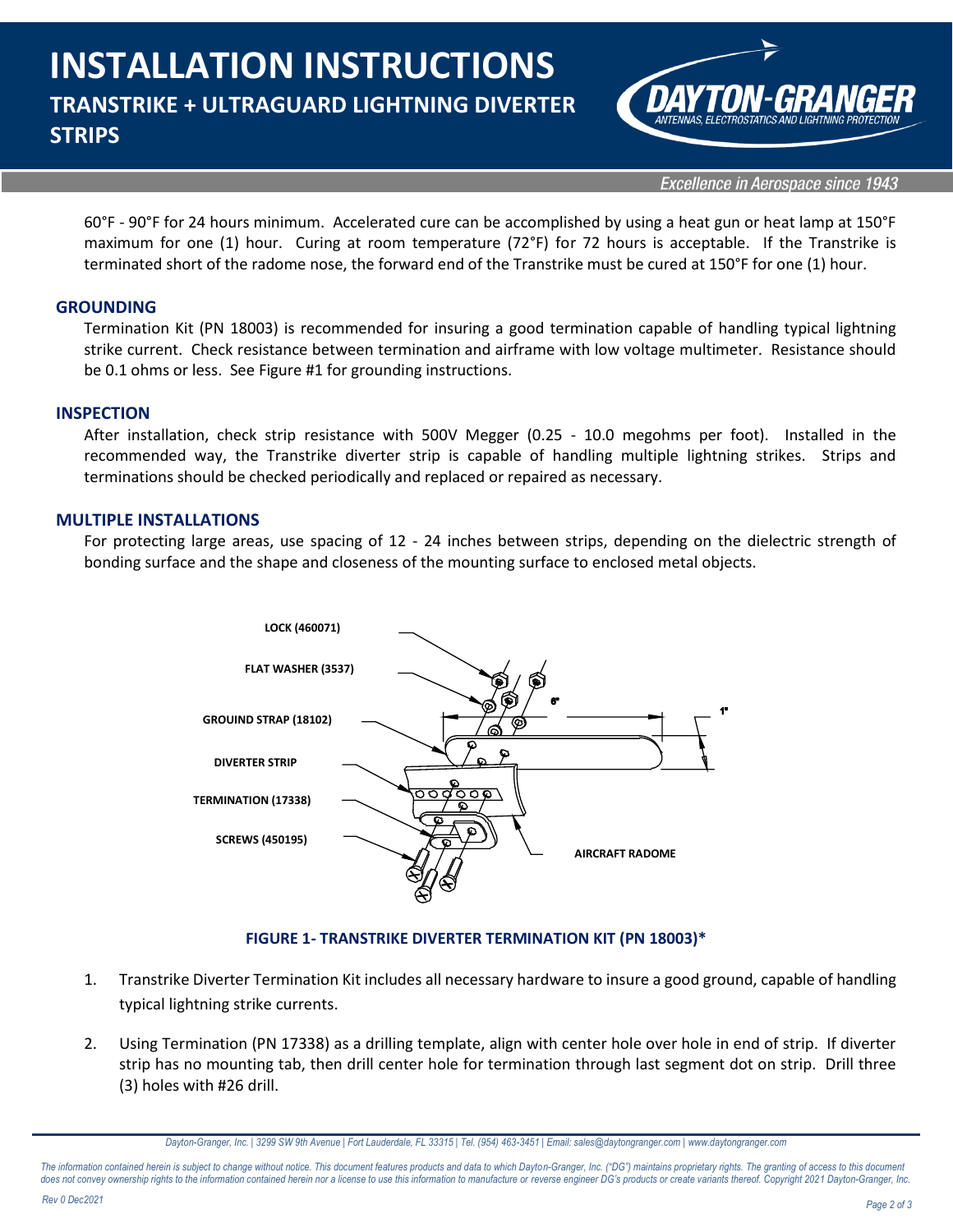60°F - 90°F for 24 hours minimum. Accelerated cure can be accomplished by using a heat gun or heat lamp at 150°F maximum for one (1) hour. Curing at room temperature (72°F) for 72 hours is acceptable. If the Transtrike is terminated short of the radome nose, the forward end of the Transtrike must be cured at 150°F for one (1) hour.

## GROUNDING

Termination Kit (PN 18003) is recommended for insuring a good termination capable of handling typical lightning strike current. Check resistance between termination and airframe with low voltage multimeter. Resistance should be 0.1 ohms or less. See Figure #1 for grounding instructions.

## INSPECTION

After installation, check strip resistance with 500V Megger (0.25 - 10.0 megohms per foot). Installed in the recommended way, the Transtrike diverter strip is capable of handling multiple lightning strikes. Strips and terminations should be checked periodically and replaced or repaired as necessary.

## MULTIPLE INSTALLATIONS

For protecting large areas, use spacing of 12 - 24 inches between strips, depending on the dielectric strength of bonding surface and the shape and closeness of the mounting surface to enclosed metal objects.

LOCK (460071)

FLAT WASHER (3537)

GROUIND STRAP (18102)

DIVERTER STRIP

TERMINATION (17338)

SCREWS (450195)

AIRCRAFT RADOME

6"

1"

**FIGURE 1- TRANSTRIKE DIVERTER TERMINATION KIT (PN 18003)***

1. Transtrike Diverter Termination Kit includes all necessary hardware to insure a good ground, capable of handling typical lightning strike currents.
2. Using Termination (PN 17338) as a drilling template, align with center hole over hole in end of strip. If diverter strip has no mounting tab, then drill center hole for termination through last segment dot on strip. Drill three (3) holes with #26 drill.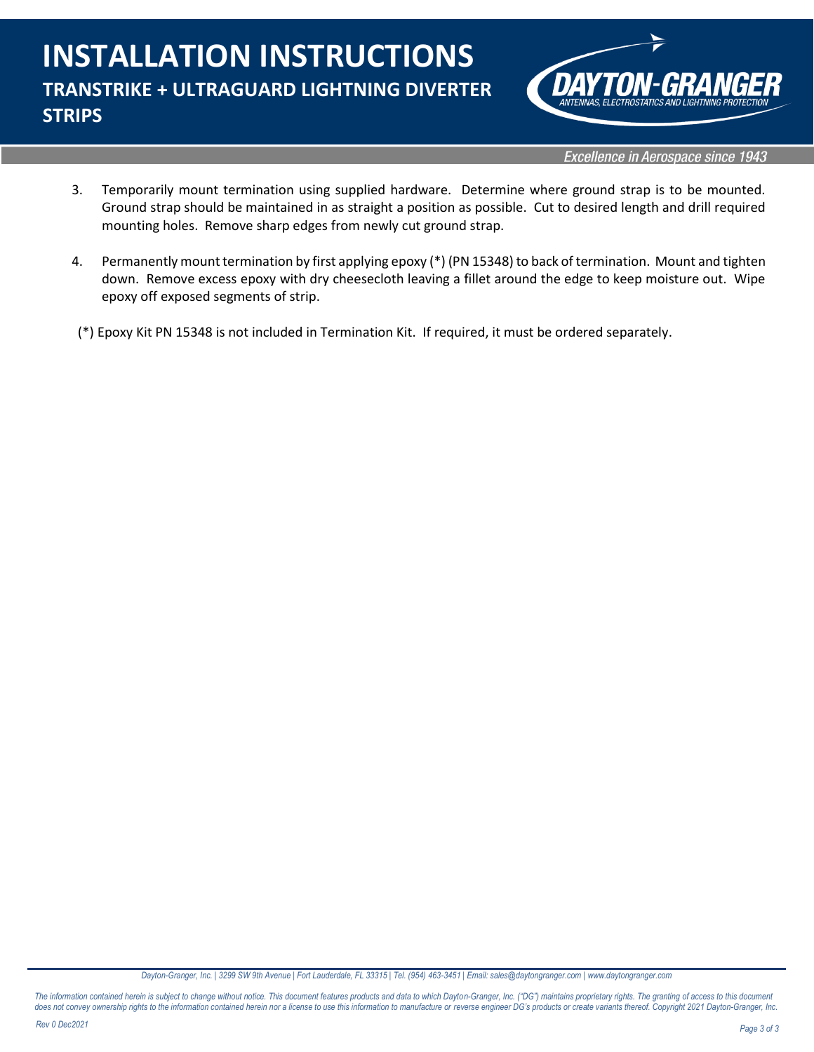3. Temporarily mount termination using supplied hardware. Determine where ground strap is to be mounted. Ground strap should be maintained in as straight a position as possible. Cut to desired length and drill required mounting holes. Remove sharp edges from newly cut ground strap.

4. Permanently mount termination by first applying epoxy (*) (PN 15348) to back of termination. Mount and tighten down. Remove excess epoxy with dry cheesecloth leaving a fillet around the edge to keep moisture out. Wipe epoxy off exposed segments of strip.

(*) Epoxy Kit PN 15348 is not included in Termination Kit. If required, it must be ordered separately.